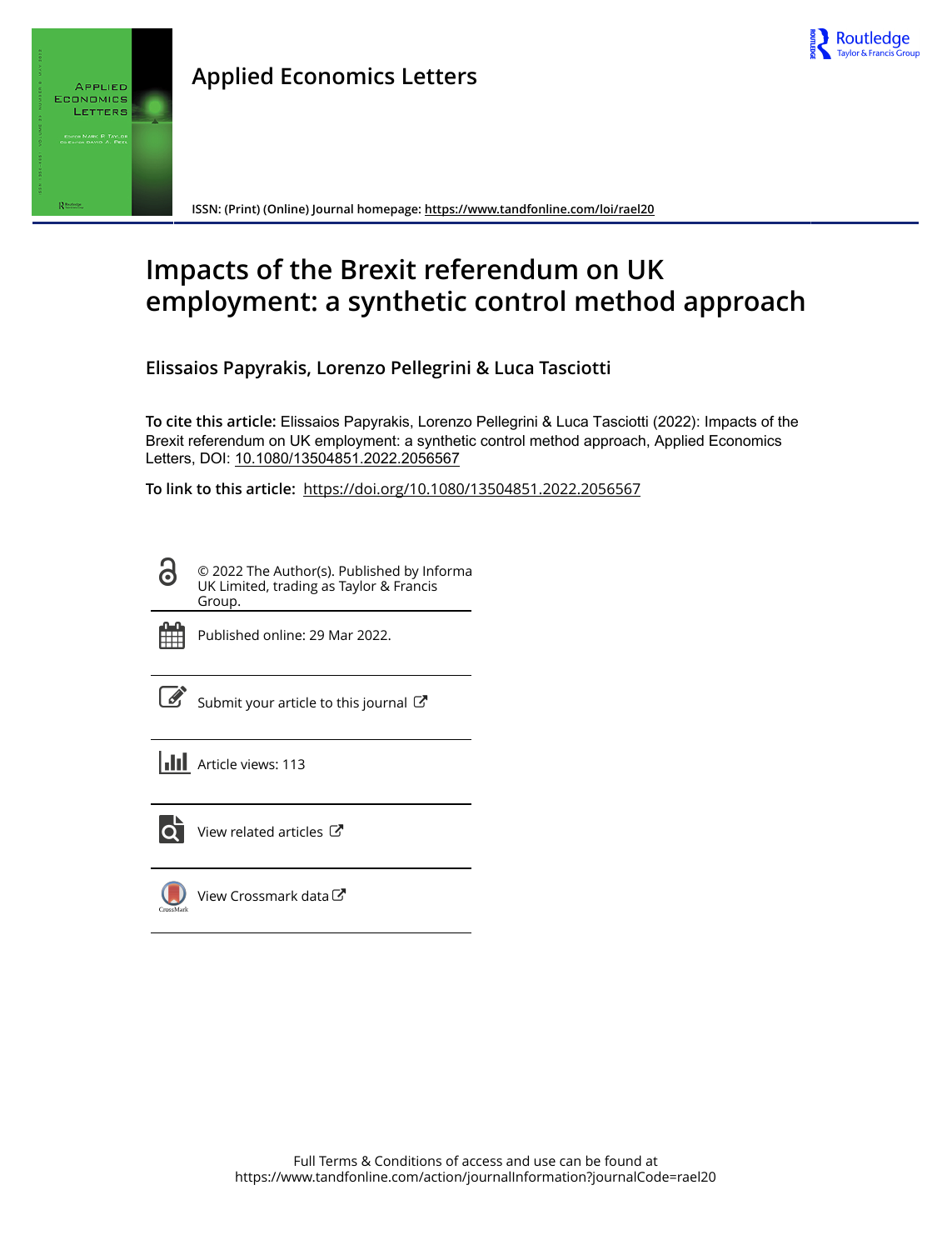Applied Economics Letters

ISSN: (Print) (Online) Journal homepage: https://www.tandfonline.com/loi/rael20

# Impacts of the Brexit referendum on UK employment: a synthetic control method approach

**Elissaios Papyrakis, Lorenzo Pellegrini & Luca Tasciotti**

**To cite this article:** Elissaios Papyrakis, Lorenzo Pellegrini & Luca Tasciotti (2022): Impacts of the Brexit referendum on UK employment: a synthetic control method approach, Applied Economics Letters, DOI: 10.1080/13504851.2022.2056567

**To link to this article:** https://doi.org/10.1080/13504851.2022.2056567

© 2022 The Author(s). Published by Informa UK Limited, trading as Taylor & Francis Group.

Published online: 29 Mar 2022.

Submit your article to this journal

Article views: 113

View related articles

View Crossmark data

Full Terms & Conditions of access and use can be found at https://www.tandfonline.com/action/journalInformation?journalCode=rael20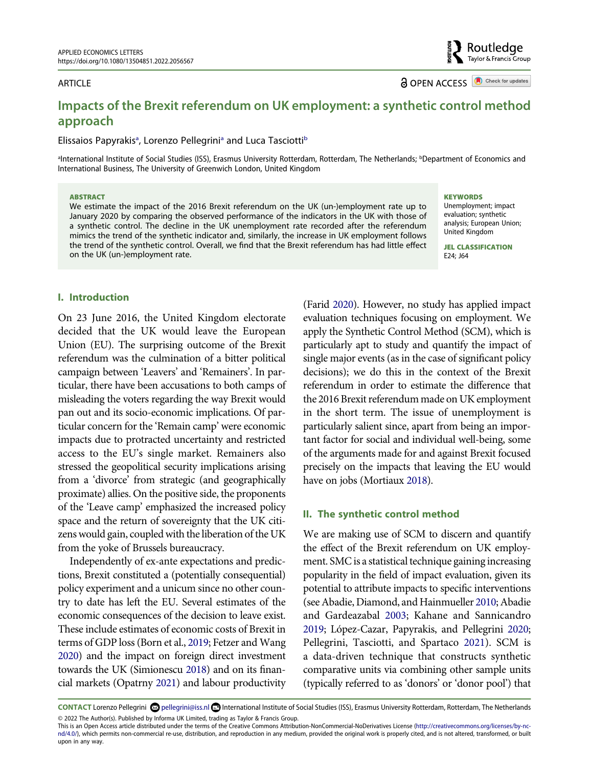# Impacts of the Brexit referendum on UK employment: a synthetic control method approach

Elissaios Papyrakis[a], Lorenzo Pellegrini[a] and Luca Tasciotti[b]

[a]International Institute of Social Studies (ISS), Erasmus University Rotterdam, Rotterdam, The Netherlands; [b]Department of Economics and International Business, The University of Greenwich London, United Kingdom

**ABSTRACT**

We estimate the impact of the 2016 Brexit referendum on the UK (un-)employment rate up to January 2020 by comparing the observed performance of the indicators in the UK with those of a synthetic control. The decline in the UK unemployment rate recorded after the referendum mimics the trend of the synthetic indicator and, similarly, the increase in UK employment follows the trend of the synthetic control. Overall, we find that the Brexit referendum has had little effect on the UK (un-)employment rate.

**KEYWORDS**

Unemployment; impact evaluation; synthetic analysis; European Union; United Kingdom

**JEL CLASSIFICATION**

E24; J64

## I. Introduction

On 23 June 2016, the United Kingdom electorate decided that the UK would leave the European Union (EU). The surprising outcome of the Brexit referendum was the culmination of a bitter political campaign between 'Leavers' and 'Remainers'. In particular, there have been accusations to both camps of misleading the voters regarding the way Brexit would pan out and its socio-economic implications. Of particular concern for the 'Remain camp' were economic impacts due to protracted uncertainty and restricted access to the EU's single market. Remainers also stressed the geopolitical security implications arising from a 'divorce' from strategic (and geographically proximate) allies. On the positive side, the proponents of the 'Leave camp' emphasized the increased policy space and the return of sovereignty that the UK citizens would gain, coupled with the liberation of the UK from the yoke of Brussels bureaucracy.

Independently of ex-ante expectations and predictions, Brexit constituted a (potentially consequential) policy experiment and a unicum since no other country to date has left the EU. Several estimates of the economic consequences of the decision to leave exist. These include estimates of economic costs of Brexit in terms of GDP loss (Born et al., 2019; Fetzer and Wang 2020) and the impact on foreign direct investment towards the UK (Simionescu 2018) and on its financial markets (Opatrny 2021) and labour productivity (Farid 2020). However, no study has applied impact evaluation techniques focusing on employment. We apply the Synthetic Control Method (SCM), which is particularly apt to study and quantify the impact of single major events (as in the case of significant policy decisions); we do this in the context of the Brexit referendum in order to estimate the difference that the 2016 Brexit referendum made on UK employment in the short term. The issue of unemployment is particularly salient since, apart from being an important factor for social and individual well-being, some of the arguments made for and against Brexit focused precisely on the impacts that leaving the EU would have on jobs (Mortiaux 2018).

## II. The synthetic control method

We are making use of SCM to discern and quantify the effect of the Brexit referendum on UK employment. SMC is a statistical technique gaining increasing popularity in the field of impact evaluation, given its potential to attribute impacts to specific interventions (see Abadie, Diamond, and Hainmueller 2010; Abadie and Gardeazabal 2003; Kahane and Sannicandro 2019; López-Cazar, Papyrakis, and Pellegrini 2020; Pellegrini, Tasciotti, and Spartaco 2021). SCM is a data-driven technique that constructs synthetic comparative units via combining other sample units (typically referred to as 'donors' or 'donor pool') that

**CONTACT** Lorenzo Pellegrini pellegrini@iss.nl International Institute of Social Studies (ISS), Erasmus University Rotterdam, Rotterdam, The Netherlands

© 2022 The Author(s). Published by Informa UK Limited, trading as Taylor & Francis Group.

This is an Open Access article distributed under the terms of the Creative Commons Attribution-NonCommercial-NoDerivatives License (http://creativecommons.org/licenses/by-nc-nd/4.0/), which permits non-commercial re-use, distribution, and reproduction in any medium, provided the original work is properly cited, and is not altered, transformed, or built upon in any way.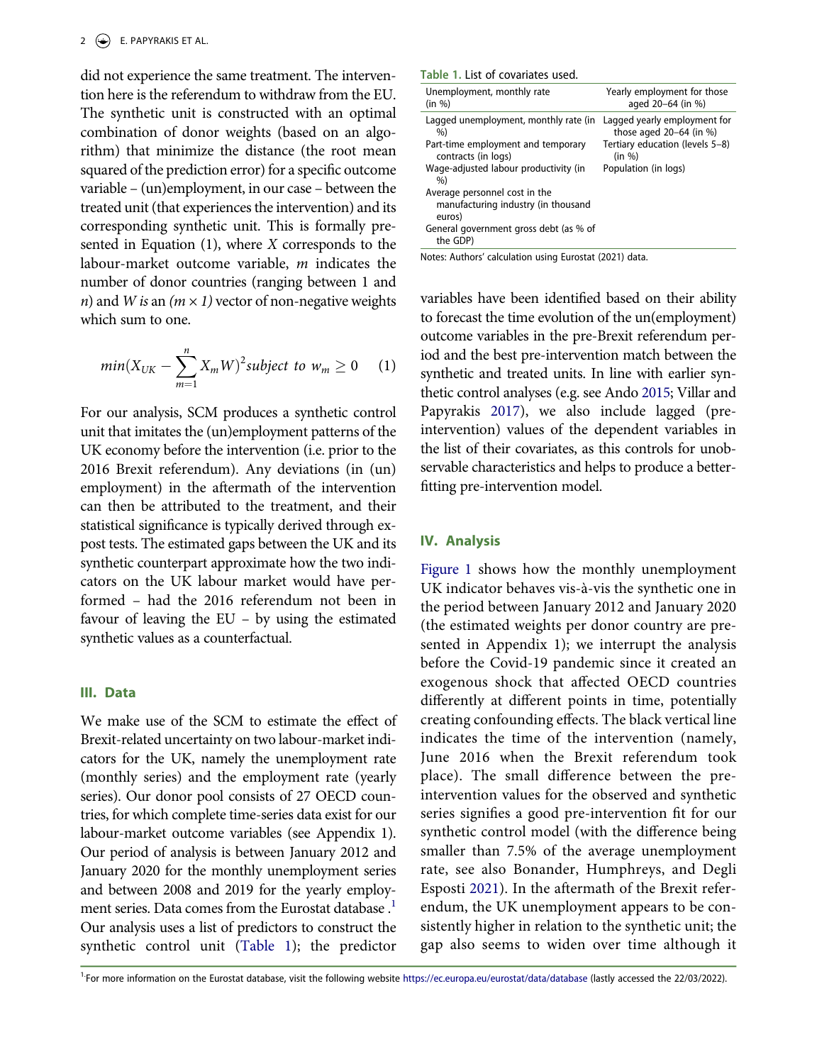did not experience the same treatment. The intervention here is the referendum to withdraw from the EU. The synthetic unit is constructed with an optimal combination of donor weights (based on an algorithm) that minimize the distance (the root mean squared of the prediction error) for a specific outcome variable – (un)employment, in our case – between the treated unit (that experiences the intervention) and its corresponding synthetic unit. This is formally presented in Equation (1), where $X$ corresponds to the labour-market outcome variable, $m$ indicates the number of donor countries (ranging between 1 and $n$) and $W$ *is* an $(m \times 1)$ vector of non-negative weights which sum to one.

$$min(X_{UK} - \sum_{m=1}^{n} X_m W)^2 \text{subject to } w_m \geq 0 \quad (1)$$

For our analysis, SCM produces a synthetic control unit that imitates the (un)employment patterns of the UK economy before the intervention (i.e. prior to the 2016 Brexit referendum). Any deviations (in (un) employment) in the aftermath of the intervention can then be attributed to the treatment, and their statistical significance is typically derived through ex-post tests. The estimated gaps between the UK and its synthetic counterpart approximate how the two indicators on the UK labour market would have performed – had the 2016 referendum not been in favour of leaving the EU – by using the estimated synthetic values as a counterfactual.

## III. Data

We make use of the SCM to estimate the effect of Brexit-related uncertainty on two labour-market indicators for the UK, namely the unemployment rate (monthly series) and the employment rate (yearly series). Our donor pool consists of 27 OECD countries, for which complete time-series data exist for our labour-market outcome variables (see Appendix 1). Our period of analysis is between January 2012 and January 2020 for the monthly unemployment series and between 2008 and 2019 for the yearly employment series. Data comes from the Eurostat database.[1] Our analysis uses a list of predictors to construct the synthetic control unit (Table 1); the predictor

Table 1. List of covariates used.

| Unemployment, monthly rate (in %) | Yearly employment for those aged 20–64 (in %) |
|---|---|
| Lagged unemployment, monthly rate (in %) | Lagged yearly employment for those aged 20–64 (in %) |
| Part-time employment and temporary contracts (in logs) | Tertiary education (levels 5–8) (in %) |
| Wage-adjusted labour productivity (in %) | Population (in logs) |
| Average personnel cost in the manufacturing industry (in thousand euros) | |
| General government gross debt (as % of the GDP) | |

Notes: Authors' calculation using Eurostat (2021) data.

variables have been identified based on their ability to forecast the time evolution of the un(employment) outcome variables in the pre-Brexit referendum period and the best pre-intervention match between the synthetic and treated units. In line with earlier synthetic control analyses (e.g. see Ando 2015; Villar and Papyrakis 2017), we also include lagged (pre-intervention) values of the dependent variables in the list of their covariates, as this controls for unobservable characteristics and helps to produce a better-fitting pre-intervention model.

## IV. Analysis

Figure 1 shows how the monthly unemployment UK indicator behaves vis-à-vis the synthetic one in the period between January 2012 and January 2020 (the estimated weights per donor country are presented in Appendix 1); we interrupt the analysis before the Covid-19 pandemic since it created an exogenous shock that affected OECD countries differently at different points in time, potentially creating confounding effects. The black vertical line indicates the time of the intervention (namely, June 2016 when the Brexit referendum took place). The small difference between the pre-intervention values for the observed and synthetic series signifies a good pre-intervention fit for our synthetic control model (with the difference being smaller than 7.5% of the average unemployment rate, see also Bonander, Humphreys, and Degli Esposti 2021). In the aftermath of the Brexit referendum, the UK unemployment appears to be consistently higher in relation to the synthetic unit; the gap also seems to widen over time although it

[1] For more information on the Eurostat database, visit the following website https://ec.europa.eu/eurostat/data/database (lastly accessed the 22/03/2022).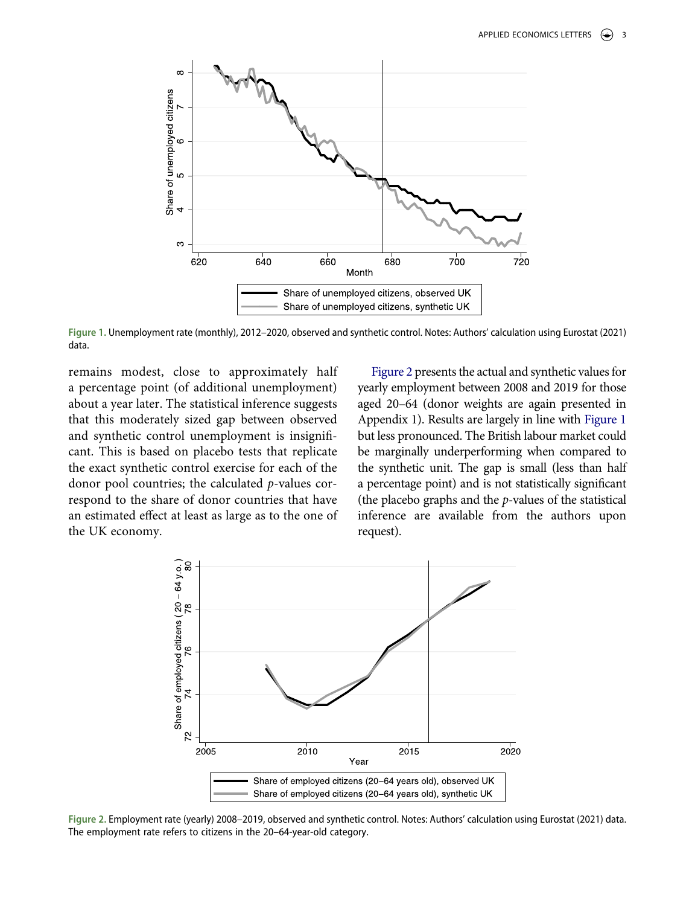Figure 1. Unemployment rate (monthly), 2012–2020, observed and synthetic control. Notes: Authors' calculation using Eurostat (2021) data.

remains modest, close to approximately half a percentage point (of additional unemployment) about a year later. The statistical inference suggests that this moderately sized gap between observed and synthetic control unemployment is insignificant. This is based on placebo tests that replicate the exact synthetic control exercise for each of the donor pool countries; the calculated *p*-values correspond to the share of donor countries that have an estimated effect at least as large as to the one of the UK economy.

Figure 2 presents the actual and synthetic values for yearly employment between 2008 and 2019 for those aged 20–64 (donor weights are again presented in Appendix 1). Results are largely in line with Figure 1 but less pronounced. The British labour market could be marginally underperforming when compared to the synthetic unit. The gap is small (less than half a percentage point) and is not statistically significant (the placebo graphs and the *p*-values of the statistical inference are available from the authors upon request).

Figure 2. Employment rate (yearly) 2008–2019, observed and synthetic control. Notes: Authors' calculation using Eurostat (2021) data. The employment rate refers to citizens in the 20–64-year-old category.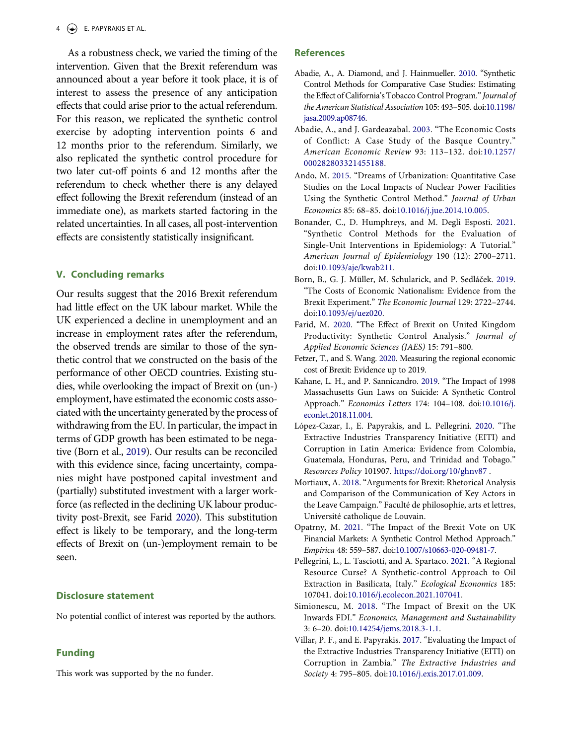As a robustness check, we varied the timing of the intervention. Given that the Brexit referendum was announced about a year before it took place, it is of interest to assess the presence of any anticipation effects that could arise prior to the actual referendum. For this reason, we replicated the synthetic control exercise by adopting intervention points 6 and 12 months prior to the referendum. Similarly, we also replicated the synthetic control procedure for two later cut-off points 6 and 12 months after the referendum to check whether there is any delayed effect following the Brexit referendum (instead of an immediate one), as markets started factoring in the related uncertainties. In all cases, all post-intervention effects are consistently statistically insignificant.

## V. Concluding remarks

Our results suggest that the 2016 Brexit referendum had little effect on the UK labour market. While the UK experienced a decline in unemployment and an increase in employment rates after the referendum, the observed trends are similar to those of the synthetic control that we constructed on the basis of the performance of other OECD countries. Existing studies, while overlooking the impact of Brexit on (un-)employment, have estimated the economic costs associated with the uncertainty generated by the process of withdrawing from the EU. In particular, the impact in terms of GDP growth has been estimated to be negative (Born et al., 2019). Our results can be reconciled with this evidence since, facing uncertainty, companies might have postponed capital investment and (partially) substituted investment with a larger workforce (as reflected in the declining UK labour productivity post-Brexit, see Farid 2020). This substitution effect is likely to be temporary, and the long-term effects of Brexit on (un-)employment remain to be seen.

## Disclosure statement

No potential conflict of interest was reported by the authors.

## Funding

This work was supported by the no funder.

## References

Abadie, A., A. Diamond, and J. Hainmueller. 2010. "Synthetic Control Methods for Comparative Case Studies: Estimating the Effect of California's Tobacco Control Program." *Journal of the American Statistical Association* 105: 493–505. doi:10.1198/jasa.2009.ap08746.

Abadie, A., and J. Gardeazabal. 2003. "The Economic Costs of Conflict: A Case Study of the Basque Country." *American Economic Review* 93: 113–132. doi:10.1257/000282803321455188.

Ando, M. 2015. "Dreams of Urbanization: Quantitative Case Studies on the Local Impacts of Nuclear Power Facilities Using the Synthetic Control Method." *Journal of Urban Economics* 85: 68–85. doi:10.1016/j.jue.2014.10.005.

Bonander, C., D. Humphreys, and M. Degli Esposti. 2021. "Synthetic Control Methods for the Evaluation of Single-Unit Interventions in Epidemiology: A Tutorial." *American Journal of Epidemiology* 190 (12): 2700–2711. doi:10.1093/aje/kwab211.

Born, B., G. J. Müller, M. Schularick, and P. Sedláček. 2019. "The Costs of Economic Nationalism: Evidence from the Brexit Experiment." *The Economic Journal* 129: 2722–2744. doi:10.1093/ej/uez020.

Farid, M. 2020. "The Effect of Brexit on United Kingdom Productivity: Synthetic Control Analysis." *Journal of Applied Economic Sciences (JAES)* 15: 791–800.

Fetzer, T., and S. Wang. 2020. Measuring the regional economic cost of Brexit: Evidence up to 2019.

Kahane, L. H., and P. Sannicandro. 2019. "The Impact of 1998 Massachusetts Gun Laws on Suicide: A Synthetic Control Approach." *Economics Letters* 174: 104–108. doi:10.1016/j.econlet.2018.11.004.

López-Cazar, I., E. Papyrakis, and L. Pellegrini. 2020. "The Extractive Industries Transparency Initiative (EITI) and Corruption in Latin America: Evidence from Colombia, Guatemala, Honduras, Peru, and Trinidad and Tobago." *Resources Policy* 101907. https://doi.org/10/ghnv87 .

Mortiaux, A. 2018. "Arguments for Brexit: Rhetorical Analysis and Comparison of the Communication of Key Actors in the Leave Campaign." Faculté de philosophie, arts et lettres, Université catholique de Louvain.

Opatrny, M. 2021. "The Impact of the Brexit Vote on UK Financial Markets: A Synthetic Control Method Approach." *Empirica* 48: 559–587. doi:10.1007/s10663-020-09481-7.

Pellegrini, L., L. Tasciotti, and A. Spartaco. 2021. "A Regional Resource Curse? A Synthetic-control Approach to Oil Extraction in Basilicata, Italy." *Ecological Economics* 185: 107041. doi:10.1016/j.ecolecon.2021.107041.

Simionescu, M. 2018. "The Impact of Brexit on the UK Inwards FDI." *Economics, Management and Sustainability* 3: 6–20. doi:10.14254/jems.2018.3-1.1.

Villar, P. F., and E. Papyrakis. 2017. "Evaluating the Impact of the Extractive Industries Transparency Initiative (EITI) on Corruption in Zambia." *The Extractive Industries and Society* 4: 795–805. doi:10.1016/j.exis.2017.01.009.